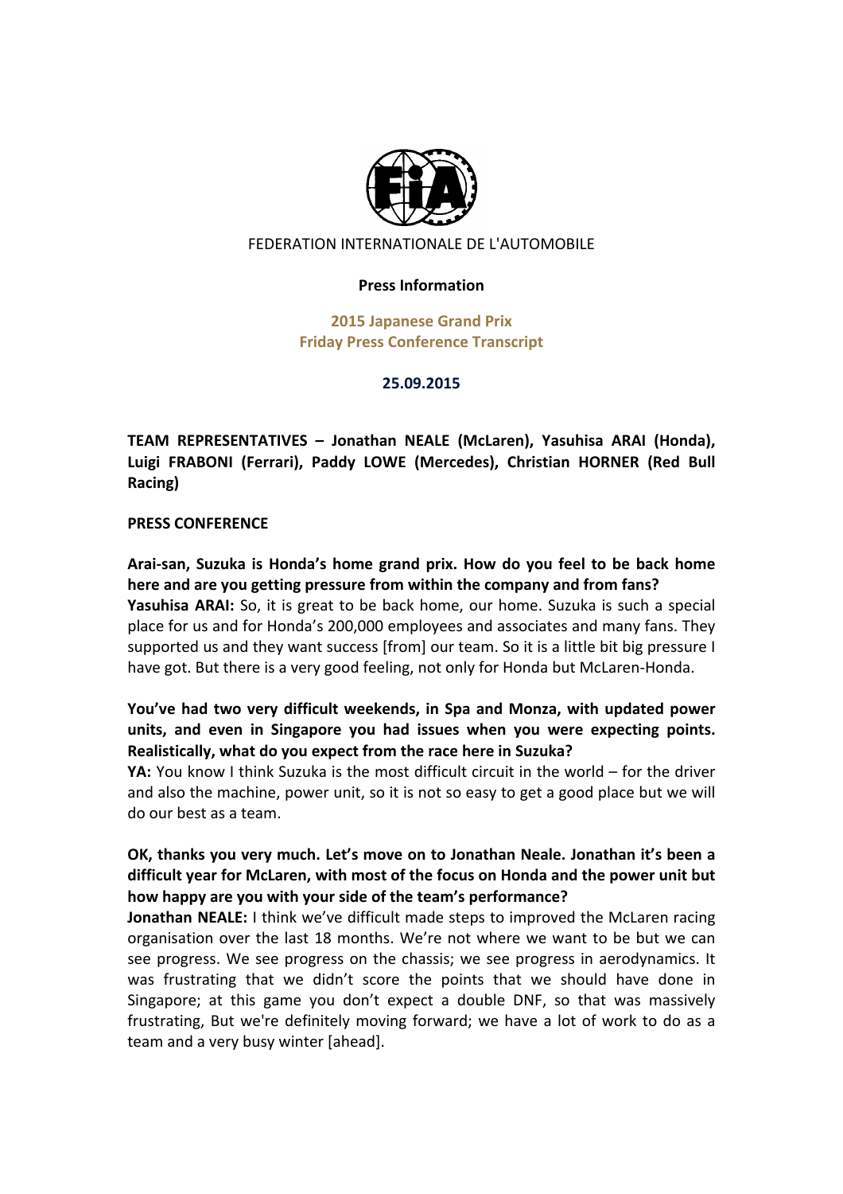FEDERATION INTERNATIONALE DE L'AUTOMOBILE

**Press Information**

**2015 Japanese Grand Prix**
**Friday Press Conference Transcript**

**25.09.2015**

**TEAM REPRESENTATIVES – Jonathan NEALE (McLaren), Yasuhisa ARAI (Honda), Luigi FRABONI (Ferrari), Paddy LOWE (Mercedes), Christian HORNER (Red Bull Racing)**

**PRESS CONFERENCE**

**Arai-san, Suzuka is Honda's home grand prix. How do you feel to be back home here and are you getting pressure from within the company and from fans?**
**Yasuhisa ARAI:** So, it is great to be back home, our home. Suzuka is such a special place for us and for Honda's 200,000 employees and associates and many fans. They supported us and they want success [from] our team. So it is a little bit big pressure I have got. But there is a very good feeling, not only for Honda but McLaren-Honda.

**You've had two very difficult weekends, in Spa and Monza, with updated power units, and even in Singapore you had issues when you were expecting points. Realistically, what do you expect from the race here in Suzuka?**
**YA:** You know I think Suzuka is the most difficult circuit in the world – for the driver and also the machine, power unit, so it is not so easy to get a good place but we will do our best as a team.

**OK, thanks you very much. Let's move on to Jonathan Neale. Jonathan it's been a difficult year for McLaren, with most of the focus on Honda and the power unit but how happy are you with your side of the team's performance?**
**Jonathan NEALE:** I think we've difficult made steps to improved the McLaren racing organisation over the last 18 months. We're not where we want to be but we can see progress. We see progress on the chassis; we see progress in aerodynamics. It was frustrating that we didn't score the points that we should have done in Singapore; at this game you don't expect a double DNF, so that was massively frustrating, But we're definitely moving forward; we have a lot of work to do as a team and a very busy winter [ahead].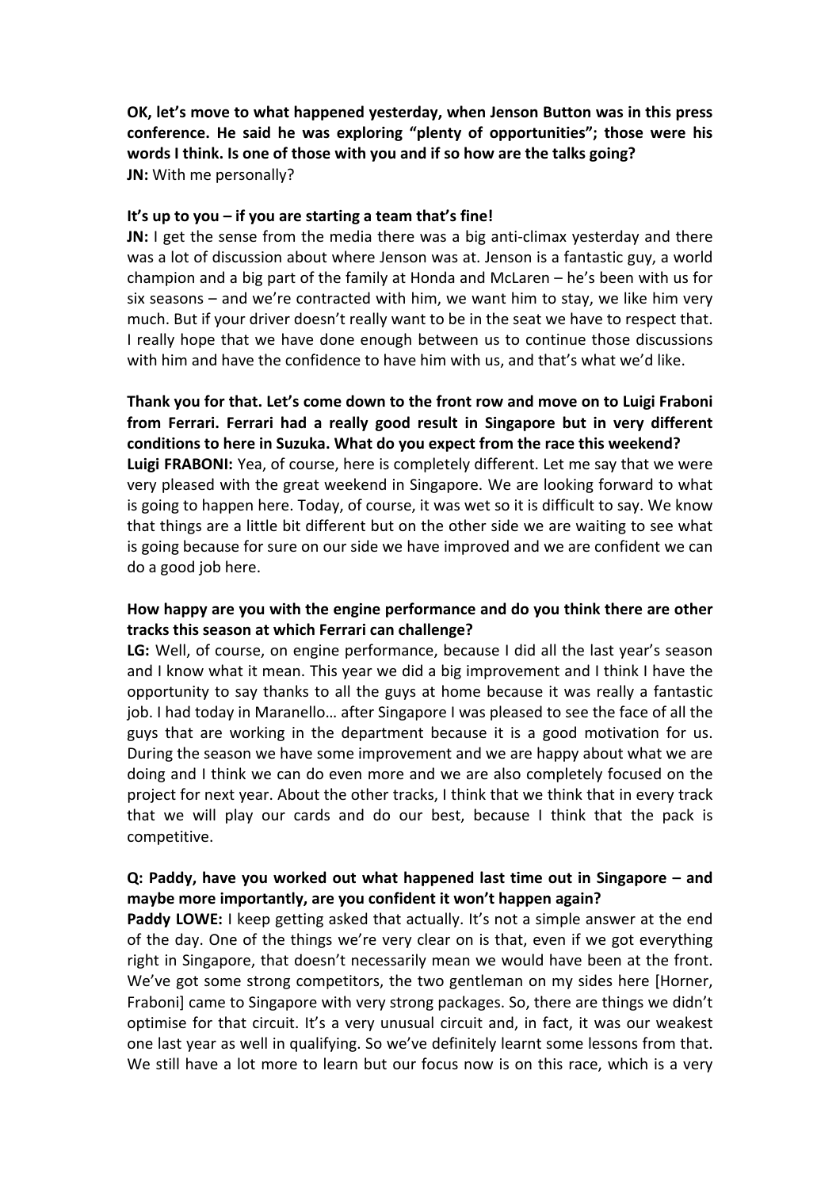**OK, let's move to what happened yesterday, when Jenson Button was in this press conference. He said he was exploring "plenty of opportunities"; those were his words I think. Is one of those with you and if so how are the talks going?**
**JN:** With me personally?

**It's up to you – if you are starting a team that's fine!**
**JN:** I get the sense from the media there was a big anti-climax yesterday and there was a lot of discussion about where Jenson was at. Jenson is a fantastic guy, a world champion and a big part of the family at Honda and McLaren – he's been with us for six seasons – and we're contracted with him, we want him to stay, we like him very much. But if your driver doesn't really want to be in the seat we have to respect that. I really hope that we have done enough between us to continue those discussions with him and have the confidence to have him with us, and that's what we'd like.

**Thank you for that. Let's come down to the front row and move on to Luigi Fraboni from Ferrari. Ferrari had a really good result in Singapore but in very different conditions to here in Suzuka. What do you expect from the race this weekend?**
**Luigi FRABONI:** Yea, of course, here is completely different. Let me say that we were very pleased with the great weekend in Singapore. We are looking forward to what is going to happen here. Today, of course, it was wet so it is difficult to say. We know that things are a little bit different but on the other side we are waiting to see what is going because for sure on our side we have improved and we are confident we can do a good job here.

**How happy are you with the engine performance and do you think there are other tracks this season at which Ferrari can challenge?**
**LG:** Well, of course, on engine performance, because I did all the last year's season and I know what it mean. This year we did a big improvement and I think I have the opportunity to say thanks to all the guys at home because it was really a fantastic job. I had today in Maranello… after Singapore I was pleased to see the face of all the guys that are working in the department because it is a good motivation for us. During the season we have some improvement and we are happy about what we are doing and I think we can do even more and we are also completely focused on the project for next year. About the other tracks, I think that we think that in every track that we will play our cards and do our best, because I think that the pack is competitive.

**Q: Paddy, have you worked out what happened last time out in Singapore – and maybe more importantly, are you confident it won't happen again?**
**Paddy LOWE:** I keep getting asked that actually. It's not a simple answer at the end of the day. One of the things we're very clear on is that, even if we got everything right in Singapore, that doesn't necessarily mean we would have been at the front. We've got some strong competitors, the two gentleman on my sides here [Horner, Fraboni] came to Singapore with very strong packages. So, there are things we didn't optimise for that circuit. It's a very unusual circuit and, in fact, it was our weakest one last year as well in qualifying. So we've definitely learnt some lessons from that. We still have a lot more to learn but our focus now is on this race, which is a very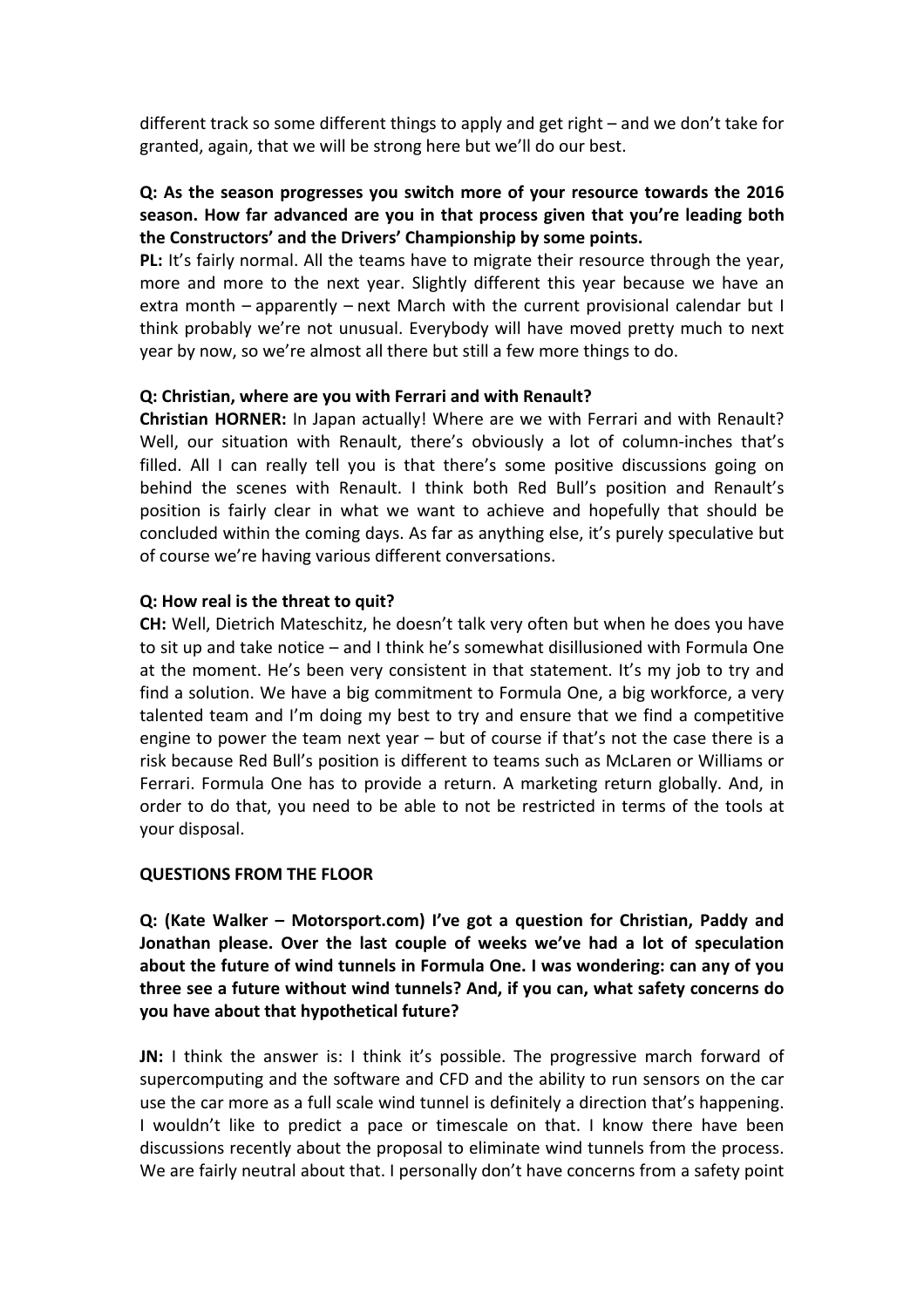different track so some different things to apply and get right – and we don't take for granted, again, that we will be strong here but we'll do our best.

**Q: As the season progresses you switch more of your resource towards the 2016 season. How far advanced are you in that process given that you're leading both the Constructors' and the Drivers' Championship by some points.**

**PL:** It's fairly normal. All the teams have to migrate their resource through the year, more and more to the next year. Slightly different this year because we have an extra month – apparently – next March with the current provisional calendar but I think probably we're not unusual. Everybody will have moved pretty much to next year by now, so we're almost all there but still a few more things to do.

**Q: Christian, where are you with Ferrari and with Renault?**

**Christian HORNER:** In Japan actually! Where are we with Ferrari and with Renault? Well, our situation with Renault, there's obviously a lot of column-inches that's filled. All I can really tell you is that there's some positive discussions going on behind the scenes with Renault. I think both Red Bull's position and Renault's position is fairly clear in what we want to achieve and hopefully that should be concluded within the coming days. As far as anything else, it's purely speculative but of course we're having various different conversations.

**Q: How real is the threat to quit?**

**CH:** Well, Dietrich Mateschitz, he doesn't talk very often but when he does you have to sit up and take notice – and I think he's somewhat disillusioned with Formula One at the moment. He's been very consistent in that statement. It's my job to try and find a solution. We have a big commitment to Formula One, a big workforce, a very talented team and I'm doing my best to try and ensure that we find a competitive engine to power the team next year – but of course if that's not the case there is a risk because Red Bull's position is different to teams such as McLaren or Williams or Ferrari. Formula One has to provide a return. A marketing return globally. And, in order to do that, you need to be able to not be restricted in terms of the tools at your disposal.

**QUESTIONS FROM THE FLOOR**

**Q: (Kate Walker – Motorsport.com) I've got a question for Christian, Paddy and Jonathan please. Over the last couple of weeks we've had a lot of speculation about the future of wind tunnels in Formula One. I was wondering: can any of you three see a future without wind tunnels? And, if you can, what safety concerns do you have about that hypothetical future?**

**JN:** I think the answer is: I think it's possible. The progressive march forward of supercomputing and the software and CFD and the ability to run sensors on the car use the car more as a full scale wind tunnel is definitely a direction that's happening. I wouldn't like to predict a pace or timescale on that. I know there have been discussions recently about the proposal to eliminate wind tunnels from the process. We are fairly neutral about that. I personally don't have concerns from a safety point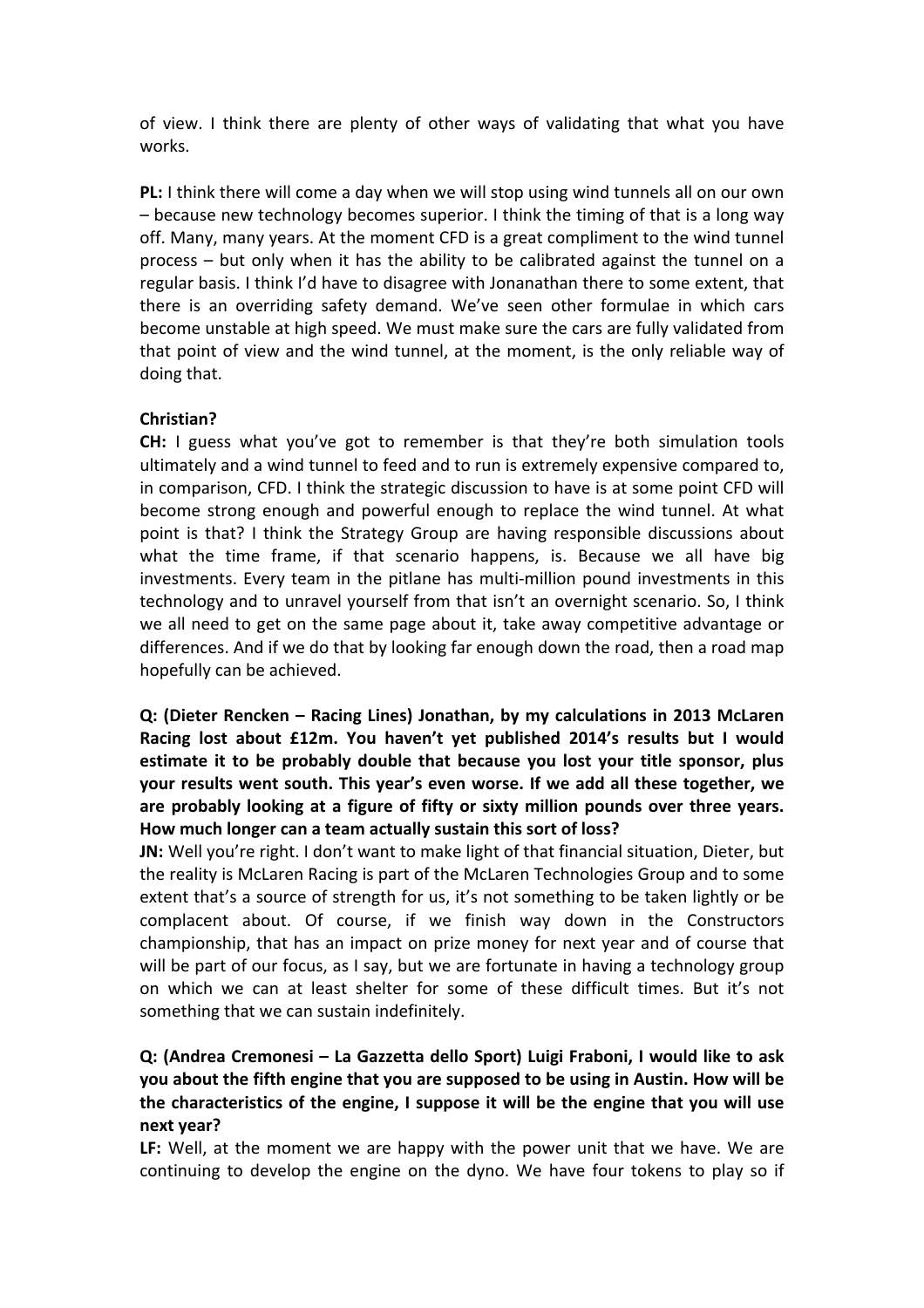of view. I think there are plenty of other ways of validating that what you have works.

**PL:** I think there will come a day when we will stop using wind tunnels all on our own – because new technology becomes superior. I think the timing of that is a long way off. Many, many years. At the moment CFD is a great compliment to the wind tunnel process – but only when it has the ability to be calibrated against the tunnel on a regular basis. I think I'd have to disagree with Jonanathan there to some extent, that there is an overriding safety demand. We've seen other formulae in which cars become unstable at high speed. We must make sure the cars are fully validated from that point of view and the wind tunnel, at the moment, is the only reliable way of doing that.

**Christian?**

**CH:** I guess what you've got to remember is that they're both simulation tools ultimately and a wind tunnel to feed and to run is extremely expensive compared to, in comparison, CFD. I think the strategic discussion to have is at some point CFD will become strong enough and powerful enough to replace the wind tunnel. At what point is that? I think the Strategy Group are having responsible discussions about what the time frame, if that scenario happens, is. Because we all have big investments. Every team in the pitlane has multi-million pound investments in this technology and to unravel yourself from that isn't an overnight scenario. So, I think we all need to get on the same page about it, take away competitive advantage or differences. And if we do that by looking far enough down the road, then a road map hopefully can be achieved.

**Q: (Dieter Rencken – Racing Lines) Jonathan, by my calculations in 2013 McLaren Racing lost about £12m. You haven't yet published 2014's results but I would estimate it to be probably double that because you lost your title sponsor, plus your results went south. This year's even worse. If we add all these together, we are probably looking at a figure of fifty or sixty million pounds over three years. How much longer can a team actually sustain this sort of loss?**

**JN:** Well you're right. I don't want to make light of that financial situation, Dieter, but the reality is McLaren Racing is part of the McLaren Technologies Group and to some extent that's a source of strength for us, it's not something to be taken lightly or be complacent about. Of course, if we finish way down in the Constructors championship, that has an impact on prize money for next year and of course that will be part of our focus, as I say, but we are fortunate in having a technology group on which we can at least shelter for some of these difficult times. But it's not something that we can sustain indefinitely.

**Q: (Andrea Cremonesi – La Gazzetta dello Sport) Luigi Fraboni, I would like to ask you about the fifth engine that you are supposed to be using in Austin. How will be the characteristics of the engine, I suppose it will be the engine that you will use next year?**

**LF:** Well, at the moment we are happy with the power unit that we have. We are continuing to develop the engine on the dyno. We have four tokens to play so if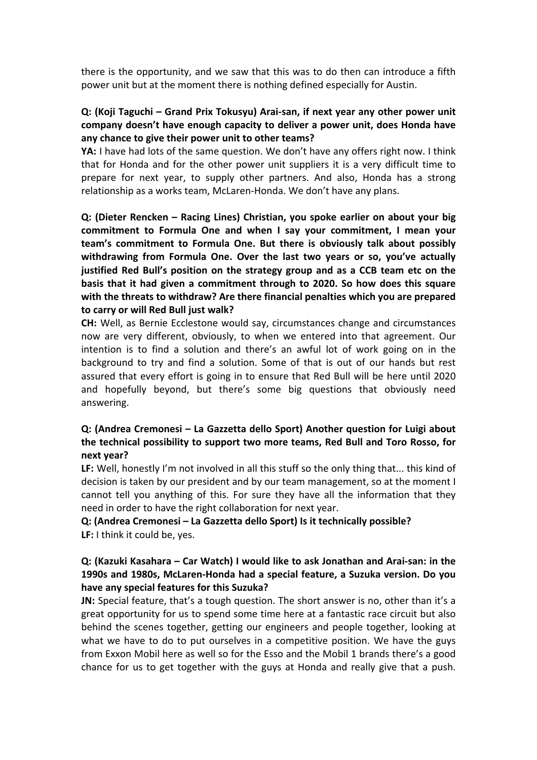there is the opportunity, and we saw that this was to do then can introduce a fifth power unit but at the moment there is nothing defined especially for Austin.

**Q: (Koji Taguchi – Grand Prix Tokusyu) Arai-san, if next year any other power unit company doesn't have enough capacity to deliver a power unit, does Honda have any chance to give their power unit to other teams?**

**YA:** I have had lots of the same question. We don't have any offers right now. I think that for Honda and for the other power unit suppliers it is a very difficult time to prepare for next year, to supply other partners. And also, Honda has a strong relationship as a works team, McLaren-Honda. We don't have any plans.

**Q: (Dieter Rencken – Racing Lines) Christian, you spoke earlier on about your big commitment to Formula One and when I say your commitment, I mean your team's commitment to Formula One. But there is obviously talk about possibly withdrawing from Formula One. Over the last two years or so, you've actually justified Red Bull's position on the strategy group and as a CCB team etc on the basis that it had given a commitment through to 2020. So how does this square with the threats to withdraw? Are there financial penalties which you are prepared to carry or will Red Bull just walk?**

**CH:** Well, as Bernie Ecclestone would say, circumstances change and circumstances now are very different, obviously, to when we entered into that agreement. Our intention is to find a solution and there's an awful lot of work going on in the background to try and find a solution. Some of that is out of our hands but rest assured that every effort is going in to ensure that Red Bull will be here until 2020 and hopefully beyond, but there's some big questions that obviously need answering.

**Q: (Andrea Cremonesi – La Gazzetta dello Sport) Another question for Luigi about the technical possibility to support two more teams, Red Bull and Toro Rosso, for next year?**

**LF:** Well, honestly I'm not involved in all this stuff so the only thing that... this kind of decision is taken by our president and by our team management, so at the moment I cannot tell you anything of this. For sure they have all the information that they need in order to have the right collaboration for next year.

**Q: (Andrea Cremonesi – La Gazzetta dello Sport) Is it technically possible?**

**LF:** I think it could be, yes.

**Q: (Kazuki Kasahara – Car Watch) I would like to ask Jonathan and Arai-san: in the 1990s and 1980s, McLaren-Honda had a special feature, a Suzuka version. Do you have any special features for this Suzuka?**

**JN:** Special feature, that's a tough question. The short answer is no, other than it's a great opportunity for us to spend some time here at a fantastic race circuit but also behind the scenes together, getting our engineers and people together, looking at what we have to do to put ourselves in a competitive position. We have the guys from Exxon Mobil here as well so for the Esso and the Mobil 1 brands there's a good chance for us to get together with the guys at Honda and really give that a push.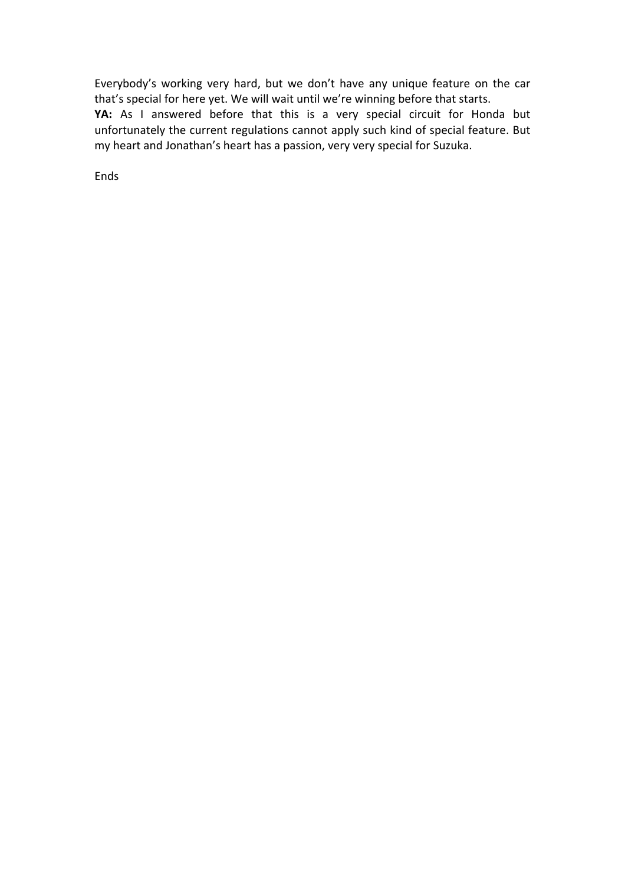Everybody’s working very hard, but we don’t have any unique feature on the car that’s special for here yet. We will wait until we’re winning before that starts.

**YA:** As I answered before that this is a very special circuit for Honda but unfortunately the current regulations cannot apply such kind of special feature. But my heart and Jonathan’s heart has a passion, very very special for Suzuka.

Ends